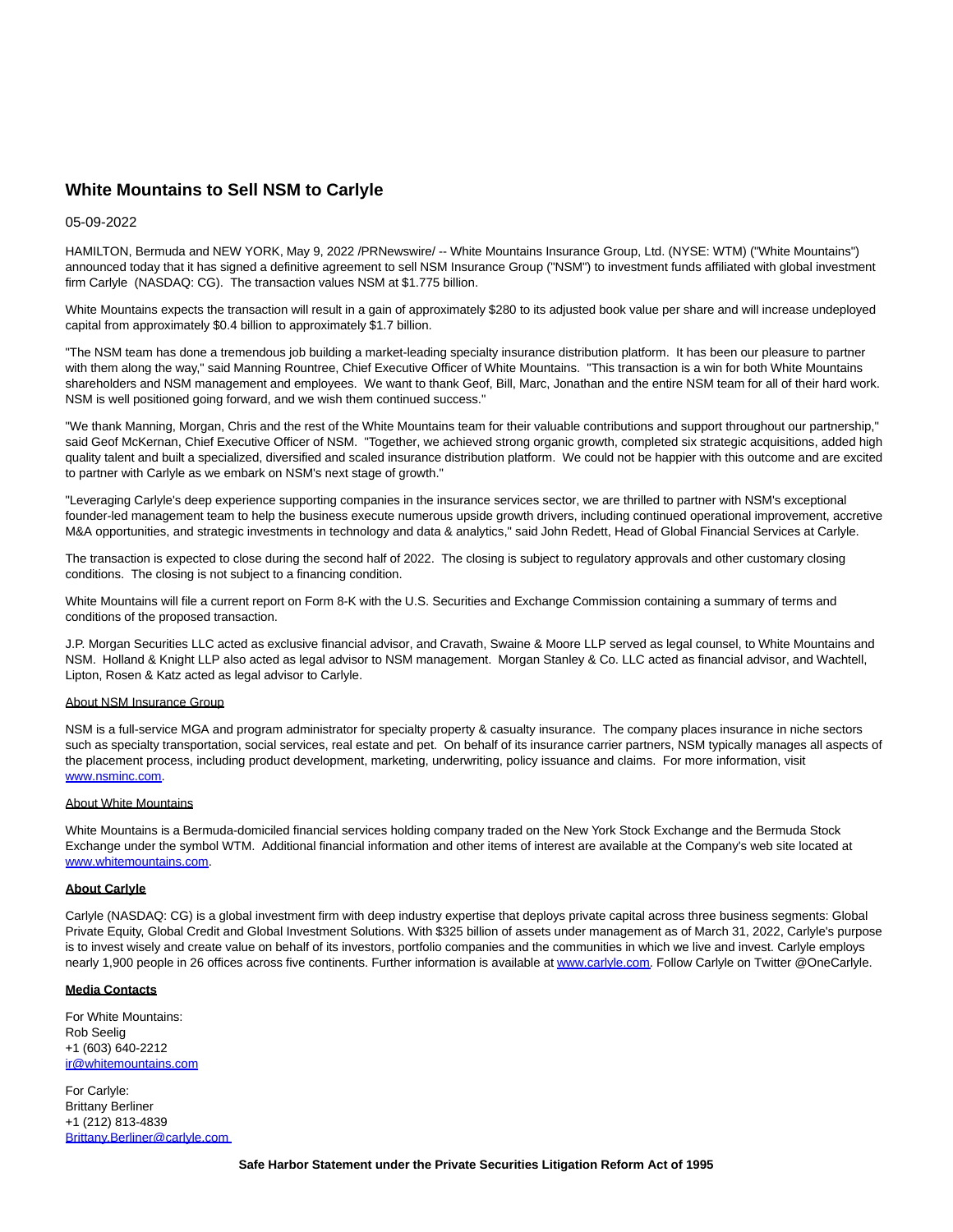# White Mountains to Sell NSM to Carlyle

05-09-2022

HAMILTON, Bermuda and NEW YORK, May 9, 2022 /PRNewswire/ -- White Mountains Insurance Group, Ltd. (NYSE: WTM) ("White Mountains") announced today that it has signed a definitive agreement to sell NSM Insurance Group ("NSM") to investment funds affiliated with global investment firm Carlyle (NASDAQ: CG). The transaction values NSM at $1.775 billion.

White Mountains expects the transaction will result in a gain of approximately $280 to its adjusted book value per share and will increase undeployed capital from approximately $0.4 billion to approximately $1.7 billion.

"The NSM team has done a tremendous job building a market-leading specialty insurance distribution platform. It has been our pleasure to partner with them along the way," said Manning Rountree, Chief Executive Officer of White Mountains. "This transaction is a win for both White Mountains shareholders and NSM management and employees. We want to thank Geof, Bill, Marc, Jonathan and the entire NSM team for all of their hard work. NSM is well positioned going forward, and we wish them continued success."

"We thank Manning, Morgan, Chris and the rest of the White Mountains team for their valuable contributions and support throughout our partnership," said Geof McKernan, Chief Executive Officer of NSM. "Together, we achieved strong organic growth, completed six strategic acquisitions, added high quality talent and built a specialized, diversified and scaled insurance distribution platform. We could not be happier with this outcome and are excited to partner with Carlyle as we embark on NSM's next stage of growth."

"Leveraging Carlyle's deep experience supporting companies in the insurance services sector, we are thrilled to partner with NSM's exceptional founder-led management team to help the business execute numerous upside growth drivers, including continued operational improvement, accretive M&A opportunities, and strategic investments in technology and data & analytics," said John Redett, Head of Global Financial Services at Carlyle.

The transaction is expected to close during the second half of 2022. The closing is subject to regulatory approvals and other customary closing conditions. The closing is not subject to a financing condition.

White Mountains will file a current report on Form 8-K with the U.S. Securities and Exchange Commission containing a summary of terms and conditions of the proposed transaction.

J.P. Morgan Securities LLC acted as exclusive financial advisor, and Cravath, Swaine & Moore LLP served as legal counsel, to White Mountains and NSM. Holland & Knight LLP also acted as legal advisor to NSM management. Morgan Stanley & Co. LLC acted as financial advisor, and Wachtell, Lipton, Rosen & Katz acted as legal advisor to Carlyle.

## About NSM Insurance Group

NSM is a full-service MGA and program administrator for specialty property & casualty insurance. The company places insurance in niche sectors such as specialty transportation, social services, real estate and pet. On behalf of its insurance carrier partners, NSM typically manages all aspects of the placement process, including product development, marketing, underwriting, policy issuance and claims. For more information, visit www.nsminc.com.

## About White Mountains

White Mountains is a Bermuda-domiciled financial services holding company traded on the New York Stock Exchange and the Bermuda Stock Exchange under the symbol WTM. Additional financial information and other items of interest are available at the Company's web site located at www.whitemountains.com.

## About Carlyle

Carlyle (NASDAQ: CG) is a global investment firm with deep industry expertise that deploys private capital across three business segments: Global Private Equity, Global Credit and Global Investment Solutions. With $325 billion of assets under management as of March 31, 2022, Carlyle's purpose is to invest wisely and create value on behalf of its investors, portfolio companies and the communities in which we live and invest. Carlyle employs nearly 1,900 people in 26 offices across five continents. Further information is available at www.carlyle.com. Follow Carlyle on Twitter @OneCarlyle.

## Media Contacts

For White Mountains:
Rob Seelig
+1 (603) 640-2212
ir@whitemountains.com

For Carlyle:
Brittany Berliner
+1 (212) 813-4839
Brittany.Berliner@carlyle.com

**Safe Harbor Statement under the Private Securities Litigation Reform Act of 1995**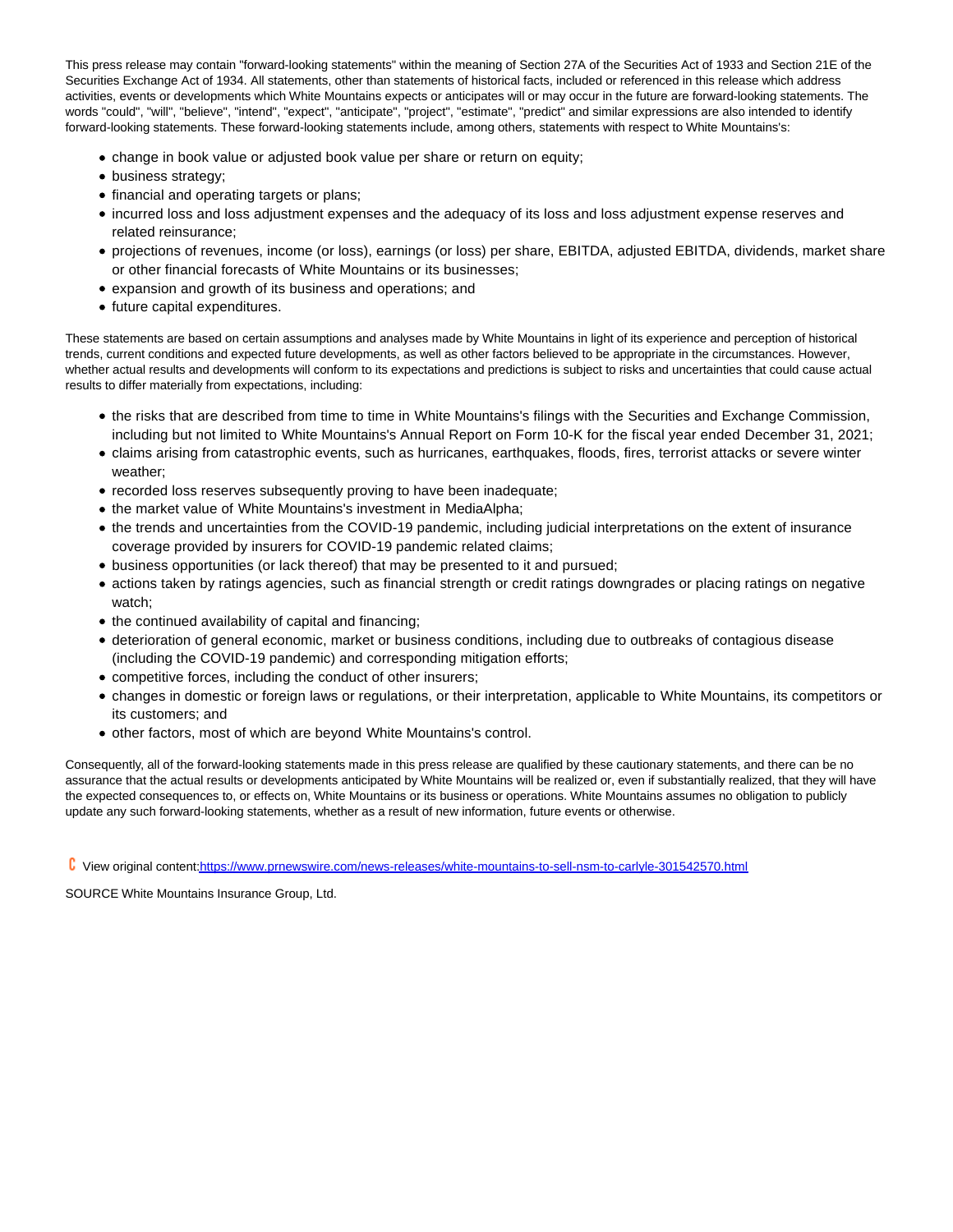This press release may contain "forward-looking statements" within the meaning of Section 27A of the Securities Act of 1933 and Section 21E of the Securities Exchange Act of 1934. All statements, other than statements of historical facts, included or referenced in this release which address activities, events or developments which White Mountains expects or anticipates will or may occur in the future are forward-looking statements. The words "could", "will", "believe", "intend", "expect", "anticipate", "project", "estimate", "predict" and similar expressions are also intended to identify forward-looking statements. These forward-looking statements include, among others, statements with respect to White Mountains's:

- change in book value or adjusted book value per share or return on equity;
- business strategy;
- financial and operating targets or plans;
- incurred loss and loss adjustment expenses and the adequacy of its loss and loss adjustment expense reserves and related reinsurance;
- projections of revenues, income (or loss), earnings (or loss) per share, EBITDA, adjusted EBITDA, dividends, market share or other financial forecasts of White Mountains or its businesses;
- expansion and growth of its business and operations; and
- future capital expenditures.

These statements are based on certain assumptions and analyses made by White Mountains in light of its experience and perception of historical trends, current conditions and expected future developments, as well as other factors believed to be appropriate in the circumstances. However, whether actual results and developments will conform to its expectations and predictions is subject to risks and uncertainties that could cause actual results to differ materially from expectations, including:

- the risks that are described from time to time in White Mountains's filings with the Securities and Exchange Commission, including but not limited to White Mountains's Annual Report on Form 10-K for the fiscal year ended December 31, 2021;
- claims arising from catastrophic events, such as hurricanes, earthquakes, floods, fires, terrorist attacks or severe winter weather;
- recorded loss reserves subsequently proving to have been inadequate;
- the market value of White Mountains's investment in MediaAlpha;
- the trends and uncertainties from the COVID-19 pandemic, including judicial interpretations on the extent of insurance coverage provided by insurers for COVID-19 pandemic related claims;
- business opportunities (or lack thereof) that may be presented to it and pursued;
- actions taken by ratings agencies, such as financial strength or credit ratings downgrades or placing ratings on negative watch;
- the continued availability of capital and financing;
- deterioration of general economic, market or business conditions, including due to outbreaks of contagious disease (including the COVID-19 pandemic) and corresponding mitigation efforts;
- competitive forces, including the conduct of other insurers;
- changes in domestic or foreign laws or regulations, or their interpretation, applicable to White Mountains, its competitors or its customers; and
- other factors, most of which are beyond White Mountains's control.

Consequently, all of the forward-looking statements made in this press release are qualified by these cautionary statements, and there can be no assurance that the actual results or developments anticipated by White Mountains will be realized or, even if substantially realized, that they will have the expected consequences to, or effects on, White Mountains or its business or operations. White Mountains assumes no obligation to publicly update any such forward-looking statements, whether as a result of new information, future events or otherwise.

View original content:https://www.prnewswire.com/news-releases/white-mountains-to-sell-nsm-to-carlyle-301542570.html

SOURCE White Mountains Insurance Group, Ltd.